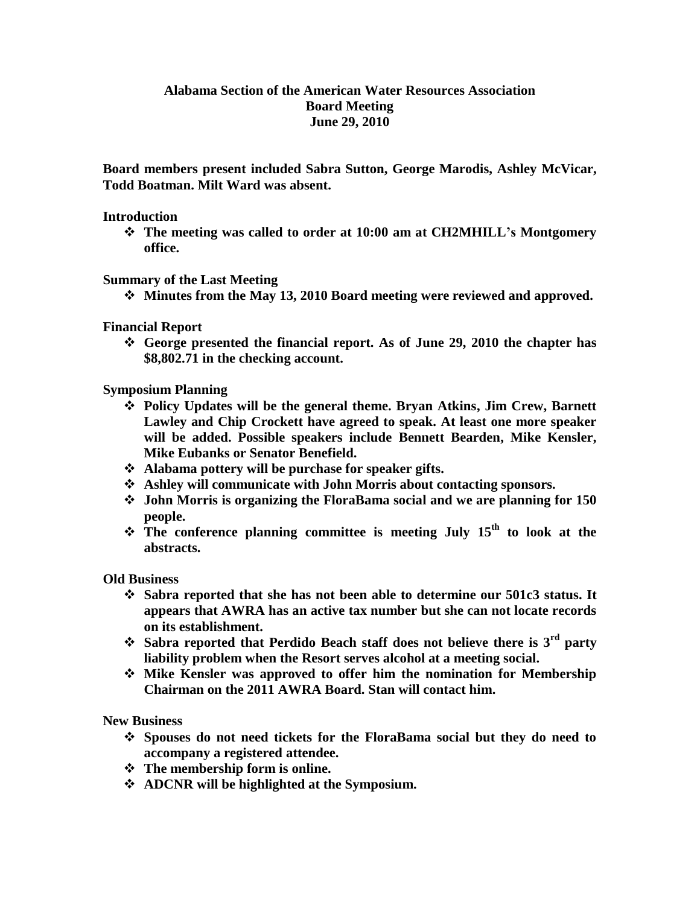# Alabama Section of the American Water Resources Association
## Board Meeting
## June 29, 2010

**Board members present included Sabra Sutton, George Marodis, Ashley McVicar, Todd Boatman. Milt Ward was absent.**

**Introduction**

- **The meeting was called to order at 10:00 am at CH2MHILL's Montgomery office.**

**Summary of the Last Meeting**

- **Minutes from the May 13, 2010 Board meeting were reviewed and approved.**

**Financial Report**

- **George presented the financial report. As of June 29, 2010 the chapter has $8,802.71 in the checking account.**

**Symposium Planning**

- **Policy Updates will be the general theme. Bryan Atkins, Jim Crew, Barnett Lawley and Chip Crockett have agreed to speak. At least one more speaker will be added. Possible speakers include Bennett Bearden, Mike Kensler, Mike Eubanks or Senator Benefield.**
- **Alabama pottery will be purchase for speaker gifts.**
- **Ashley will communicate with John Morris about contacting sponsors.**
- **John Morris is organizing the FloraBama social and we are planning for 150 people.**
- **The conference planning committee is meeting July 15th to look at the abstracts.**

**Old Business**

- **Sabra reported that she has not been able to determine our 501c3 status. It appears that AWRA has an active tax number but she can not locate records on its establishment.**
- **Sabra reported that Perdido Beach staff does not believe there is 3rd party liability problem when the Resort serves alcohol at a meeting social.**
- **Mike Kensler was approved to offer him the nomination for Membership Chairman on the 2011 AWRA Board. Stan will contact him.**

**New Business**

- **Spouses do not need tickets for the FloraBama social but they do need to accompany a registered attendee.**
- **The membership form is online.**
- **ADCNR will be highlighted at the Symposium.**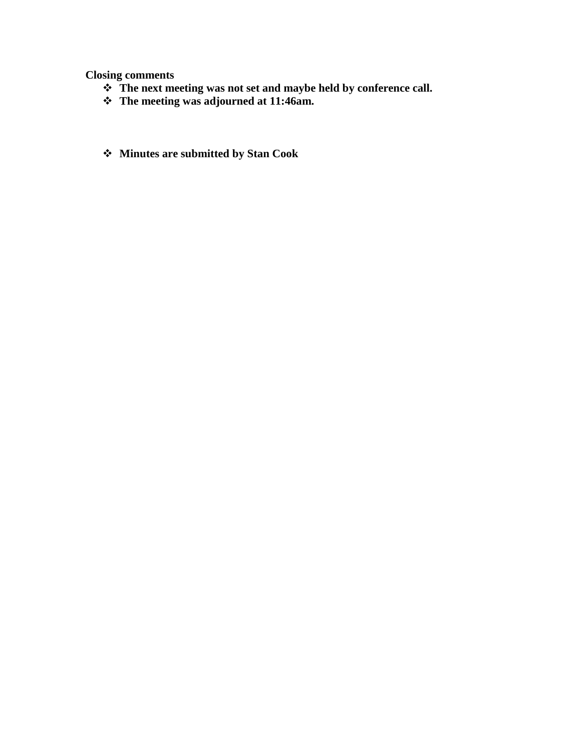**Closing comments**

- **The next meeting was not set and maybe held by conference call.**
- **The meeting was adjourned at 11:46am.**

- **Minutes are submitted by Stan Cook**